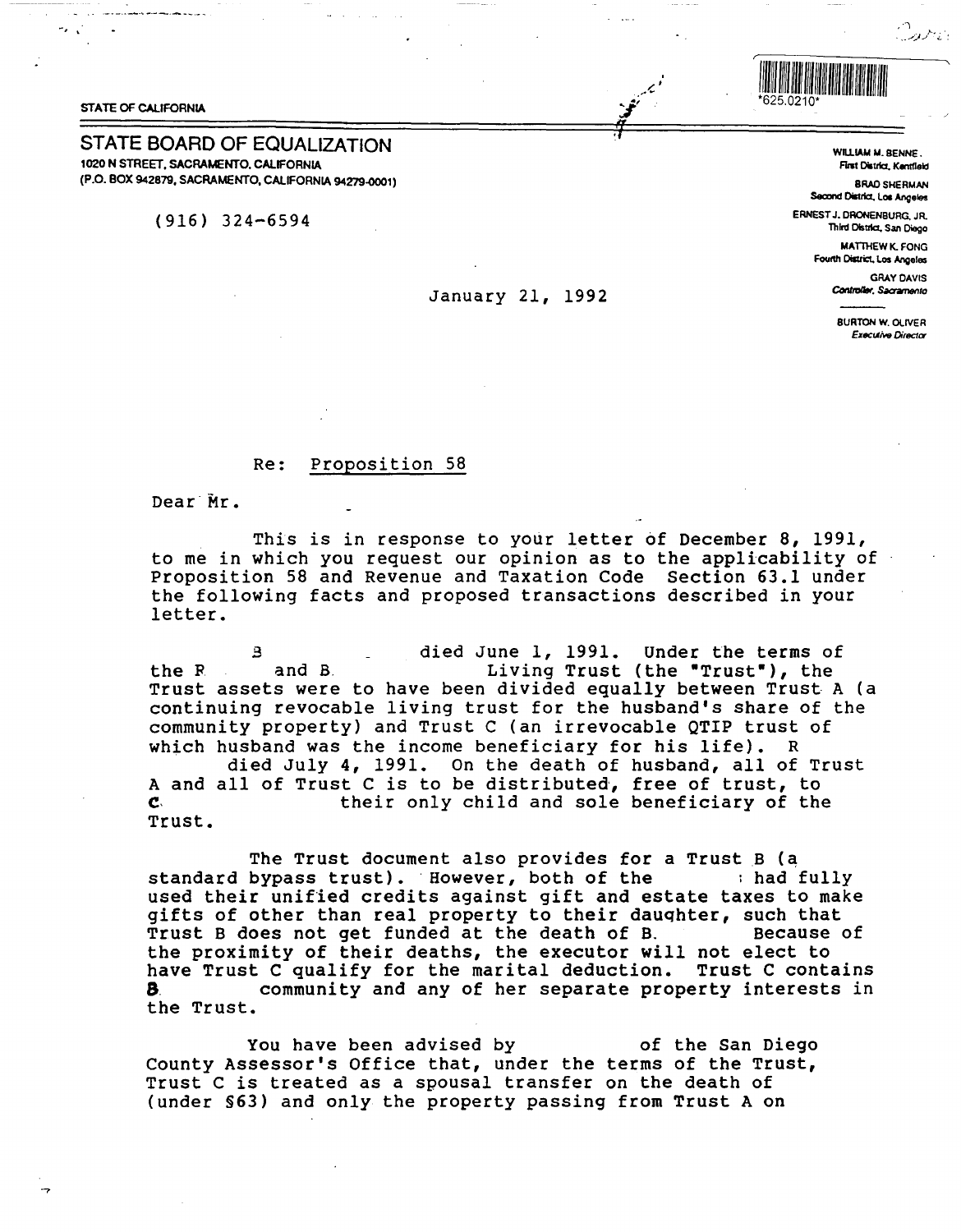STATE OF CALIFORNIA

*625.0210*

# STATE BOARD OF EQUALIZATION

1020 N STREET, SACRAMENTO, CALIFORNIA
(P.O. BOX 942879, SACRAMENTO, CALIFORNIA 94279-0001)

(916) 324-6594

WILLIAM M. BENNETT, First District, Kentfield
BRAD SHERMAN, Second District, Los Angeles
ERNEST J. DRONENBURG, JR., Third District, San Diego
MATTHEW K. FONG, Fourth District, Los Angeles
GRAY DAVIS, Controller, Sacramento

BURTON W. OLIVER, Executive Director

January 21, 1992

Re: Proposition 58

Dear Mr.

This is in response to your letter of December 8, 1991, to me in which you request our opinion as to the applicability of Proposition 58 and Revenue and Taxation Code Section 63.1 under the following facts and proposed transactions described in your letter.

B died June 1, 1991. Under the terms of the R and B Living Trust (the "Trust"), the Trust assets were to have been divided equally between Trust A (a continuing revocable living trust for the husband's share of the community property) and Trust C (an irrevocable QTIP trust of which husband was the income beneficiary for his life). R died July 4, 1991. On the death of husband, all of Trust A and all of Trust C is to be distributed, free of trust, to C their only child and sole beneficiary of the Trust.

The Trust document also provides for a Trust B (a standard bypass trust). However, both of the had fully used their unified credits against gift and estate taxes to make gifts of other than real property to their daughter, such that Trust B does not get funded at the death of B. Because of the proximity of their deaths, the executor will not elect to have Trust C qualify for the marital deduction. Trust C contains B community and any of her separate property interests in the Trust.

You have been advised by of the San Diego County Assessor's Office that, under the terms of the Trust, Trust C is treated as a spousal transfer on the death of (under §63) and only the property passing from Trust A on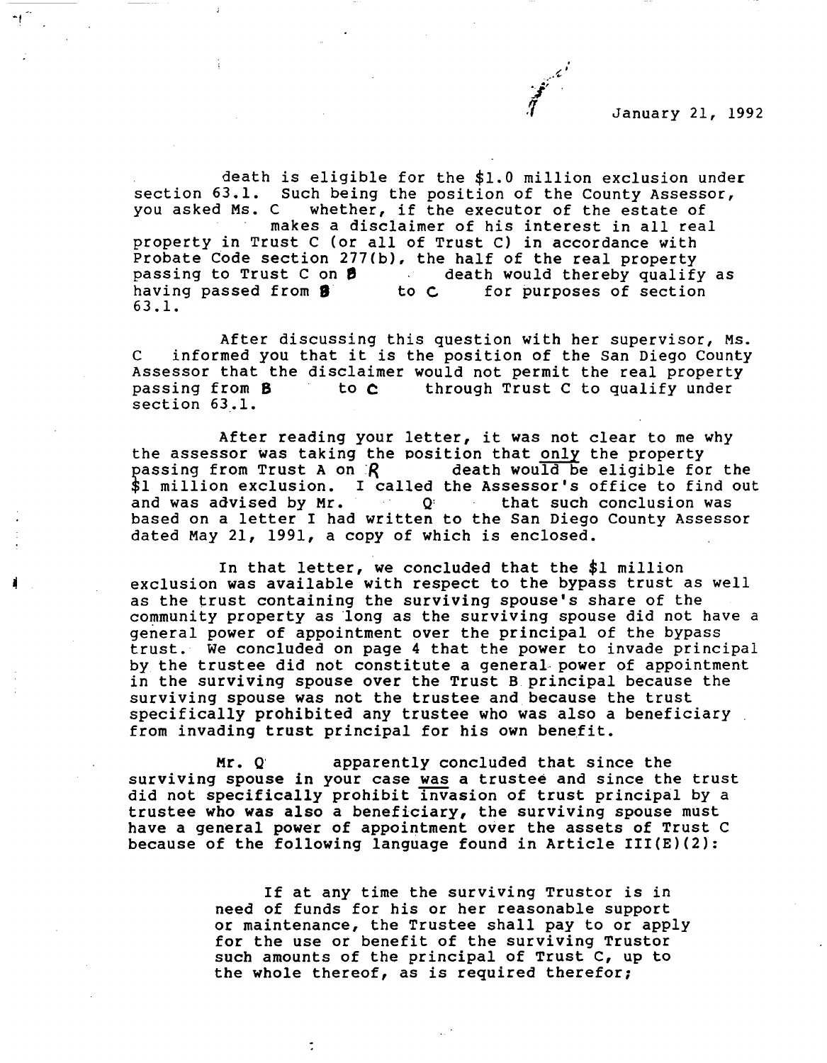January 21, 1992

death is eligible for the $1.0 million exclusion under section 63.1. Such being the position of the County Assessor, you asked Ms. C whether, if the executor of the estate of makes a disclaimer of his interest in all real property in Trust C (or all of Trust C) in accordance with Probate Code section 277(b), the half of the real property passing to Trust C on B death would thereby qualify as having passed from B to C for purposes of section 63.1.

After discussing this question with her supervisor, Ms. C informed you that it is the position of the San Diego County Assessor that the disclaimer would not permit the real property passing from B to C through Trust C to qualify under section 63.1.

After reading your letter, it was not clear to me why the assessor was taking the position that only the property passing from Trust A on R death would be eligible for the $1 million exclusion. I called the Assessor's office to find out and was advised by Mr. Q that such conclusion was based on a letter I had written to the San Diego County Assessor dated May 21, 1991, a copy of which is enclosed.

In that letter, we concluded that the $1 million exclusion was available with respect to the bypass trust as well as the trust containing the surviving spouse's share of the community property as long as the surviving spouse did not have a general power of appointment over the principal of the bypass trust. We concluded on page 4 that the power to invade principal by the trustee did not constitute a general power of appointment in the surviving spouse over the Trust B principal because the surviving spouse was not the trustee and because the trust specifically prohibited any trustee who was also a beneficiary from invading trust principal for his own benefit.

Mr. Q apparently concluded that since the surviving spouse in your case was a trustee and since the trust did not specifically prohibit invasion of trust principal by a trustee who was also a beneficiary, the surviving spouse must have a general power of appointment over the assets of Trust C because of the following language found in Article III(E)(2):

> If at any time the surviving Trustor is in need of funds for his or her reasonable support or maintenance, the Trustee shall pay to or apply for the use or benefit of the surviving Trustor such amounts of the principal of Trust C, up to the whole thereof, as is required therefor;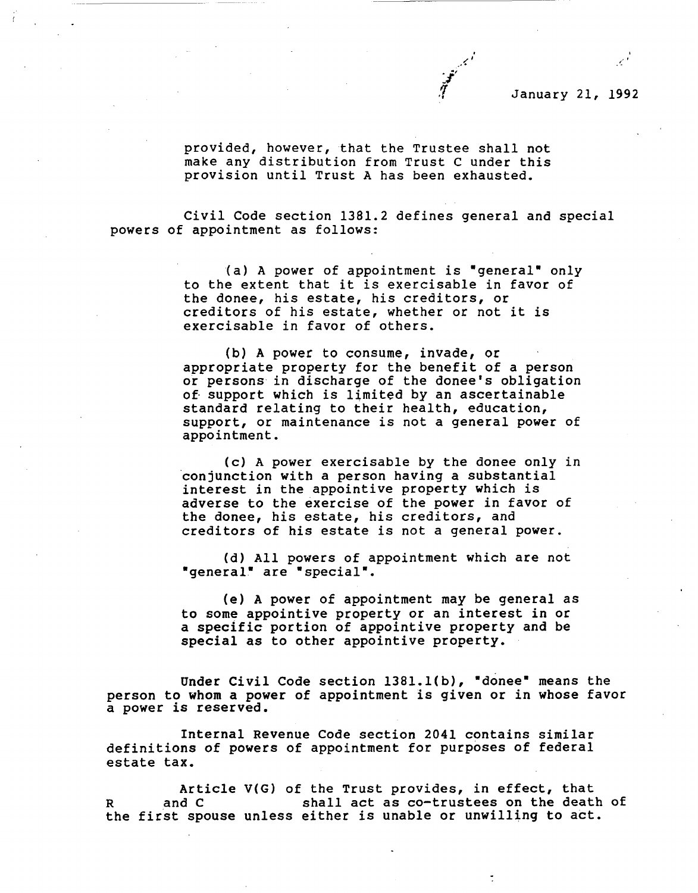January 21, 1992

> provided, however, that the Trustee shall not make any distribution from Trust C under this provision until Trust A has been exhausted.

Civil Code section 1381.2 defines general and special powers of appointment as follows:

> (a) A power of appointment is "general" only to the extent that it is exercisable in favor of the donee, his estate, his creditors, or creditors of his estate, whether or not it is exercisable in favor of others.
>
> (b) A power to consume, invade, or appropriate property for the benefit of a person or persons in discharge of the donee's obligation of support which is limited by an ascertainable standard relating to their health, education, support, or maintenance is not a general power of appointment.
>
> (c) A power exercisable by the donee only in conjunction with a person having a substantial interest in the appointive property which is adverse to the exercise of the power in favor of the donee, his estate, his creditors, and creditors of his estate is not a general power.
>
> (d) All powers of appointment which are not "general" are "special".
>
> (e) A power of appointment may be general as to some appointive property or an interest in or a specific portion of appointive property and be special as to other appointive property.

Under Civil Code section 1381.1(b), "donee" means the person to whom a power of appointment is given or in whose favor a power is reserved.

Internal Revenue Code section 2041 contains similar definitions of powers of appointment for purposes of federal estate tax.

Article V(G) of the Trust provides, in effect, that R and C shall act as co-trustees on the death of the first spouse unless either is unable or unwilling to act.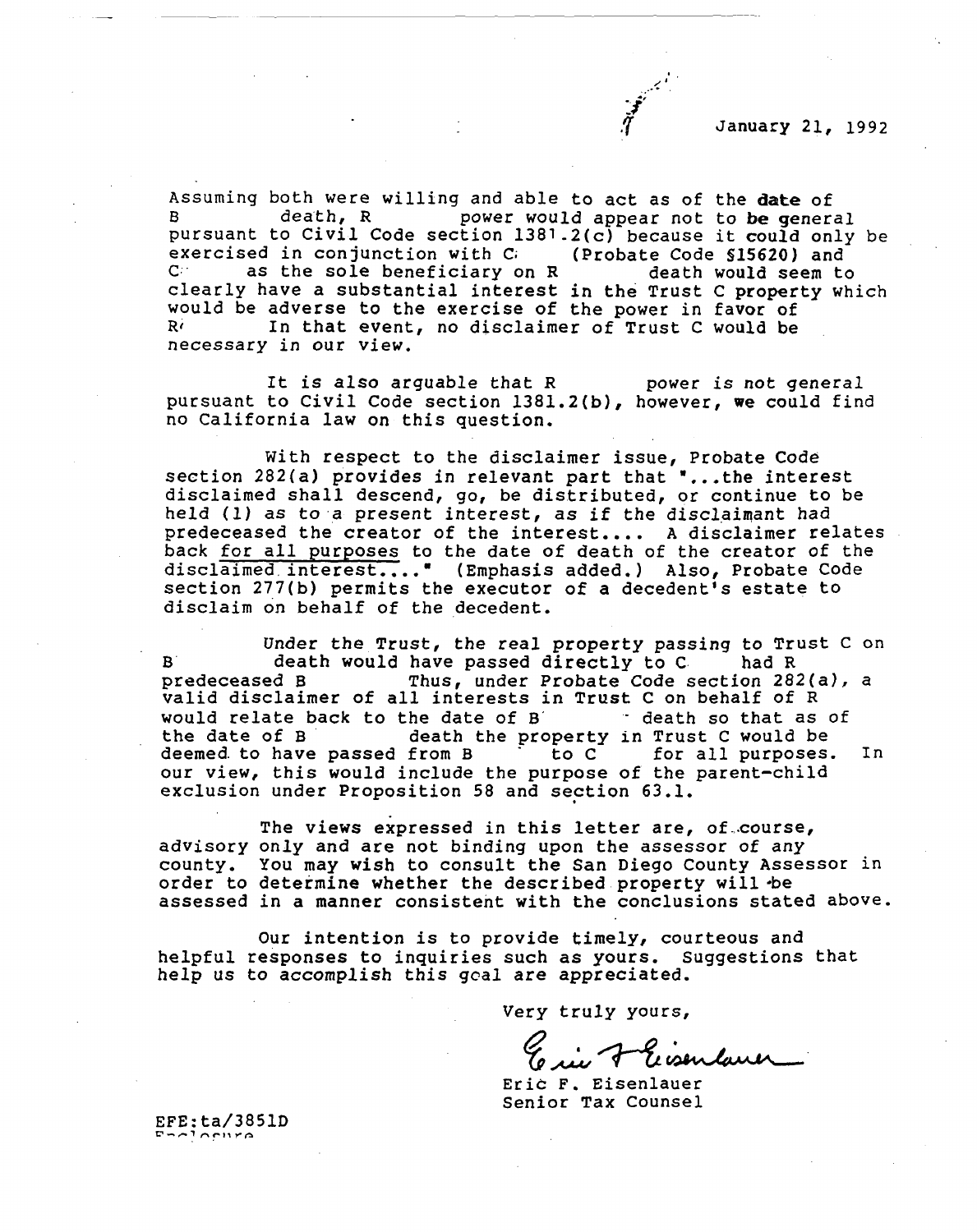January 21, 1992

Assuming both were willing and able to act as of the **date** of B death, R power would appear not to **be** general pursuant to Civil Code section 1381.2(c) because it could only be exercised in conjunction with C (Probate Code §15620) and C as the sole beneficiary on R death would seem to clearly have a substantial interest in the Trust C property which would be adverse to the exercise of the power in favor of R. In that event, no disclaimer of Trust C would be necessary in our view.

It is also arguable that R power is not general pursuant to Civil Code section 1381.2(b), however, we could find no California law on this question.

With respect to the disclaimer issue, Probate Code section 282(a) provides in relevant part that "...the interest disclaimed shall descend, go, be distributed, or continue to be held (1) as to a present interest, as if the disclaimant had predeceased the creator of the interest.... A disclaimer relates back for all purposes to the date of death of the creator of the disclaimed interest...." (Emphasis added.) Also, Probate Code section 277(b) permits the executor of a decedent's estate to disclaim on behalf of the decedent.

Under the Trust, the real property passing to Trust C on B death would have passed directly to C had R predeceased B. Thus, under Probate Code section 282(a), a valid disclaimer of all interests in Trust C on behalf of R would relate back to the date of B death so that as of the date of B death the property in Trust C would be deemed to have passed from B to C for all purposes. In our view, this would include the purpose of the parent-child exclusion under Proposition 58 and section 63.1.

The views expressed in this letter are, of course, advisory only and are not binding upon the assessor of any county. You may wish to consult the San Diego County Assessor in order to determine whether the described property will be assessed in a manner consistent with the conclusions stated above.

Our intention is to provide timely, courteous and helpful responses to inquiries such as yours. Suggestions that help us to accomplish this goal are appreciated.

Very truly yours,

Eric F. Eisenlauer
Senior Tax Counsel

EFE:ta/3851D
Enclosure